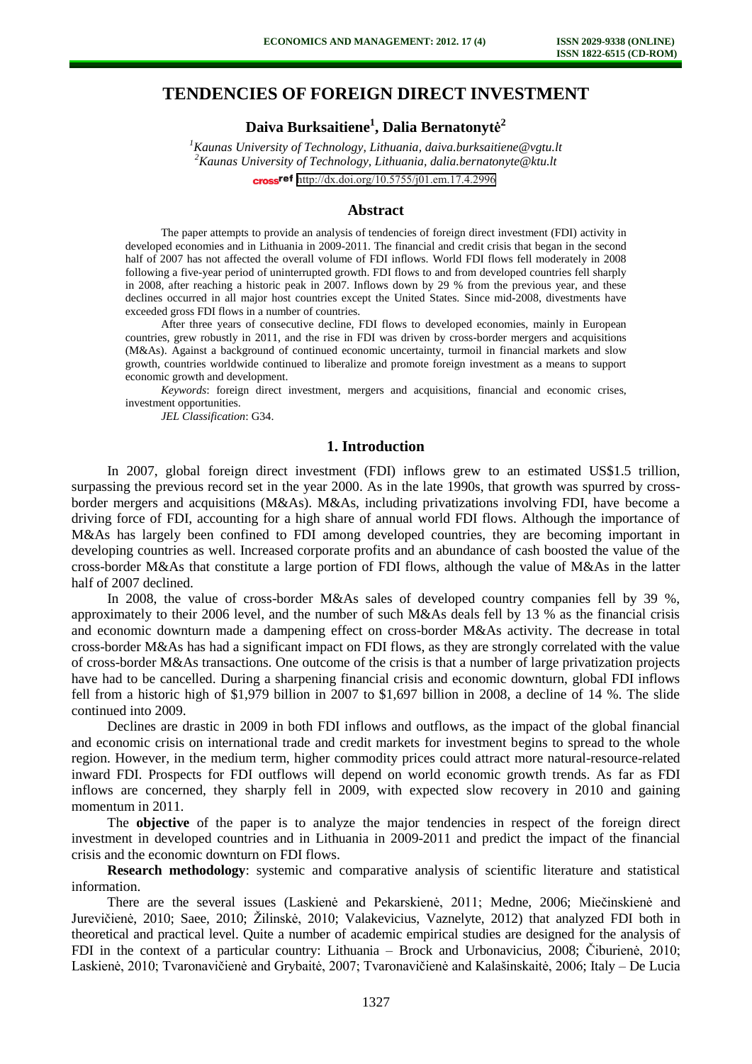# TENDENCIES OF FOREIGN DIRECT INVESTMENT

**Daiva Burksaitiene[1], Dalia Bernatonytė[2]**

*[1]Kaunas University of Technology, Lithuania, daiva.burksaitiene@vgtu.lt*
*[2]Kaunas University of Technology, Lithuania, dalia.bernatonyte@ktu.lt*

http://dx.doi.org/10.5755/j01.em.17.4.2996

## Abstract

The paper attempts to provide an analysis of tendencies of foreign direct investment (FDI) activity in developed economies and in Lithuania in 2009-2011. The financial and credit crisis that began in the second half of 2007 has not affected the overall volume of FDI inflows. World FDI flows fell moderately in 2008 following a five-year period of uninterrupted growth. FDI flows to and from developed countries fell sharply in 2008, after reaching a historic peak in 2007. Inflows down by 29 % from the previous year, and these declines occurred in all major host countries except the United States. Since mid-2008, divestments have exceeded gross FDI flows in a number of countries.

After three years of consecutive decline, FDI flows to developed economies, mainly in European countries, grew robustly in 2011, and the rise in FDI was driven by cross-border mergers and acquisitions (M&As). Against a background of continued economic uncertainty, turmoil in financial markets and slow growth, countries worldwide continued to liberalize and promote foreign investment as a means to support economic growth and development.

*Keywords*: foreign direct investment, mergers and acquisitions, financial and economic crises, investment opportunities.

*JEL Classification*: G34.

## 1. Introduction

In 2007, global foreign direct investment (FDI) inflows grew to an estimated US$1.5 trillion, surpassing the previous record set in the year 2000. As in the late 1990s, that growth was spurred by cross-border mergers and acquisitions (M&As). M&As, including privatizations involving FDI, have become a driving force of FDI, accounting for a high share of annual world FDI flows. Although the importance of M&As has largely been confined to FDI among developed countries, they are becoming important in developing countries as well. Increased corporate profits and an abundance of cash boosted the value of the cross-border M&As that constitute a large portion of FDI flows, although the value of M&As in the latter half of 2007 declined.

In 2008, the value of cross-border M&As sales of developed country companies fell by 39 %, approximately to their 2006 level, and the number of such M&As deals fell by 13 % as the financial crisis and economic downturn made a dampening effect on cross-border M&As activity. The decrease in total cross-border M&As has had a significant impact on FDI flows, as they are strongly correlated with the value of cross-border M&As transactions. One outcome of the crisis is that a number of large privatization projects have had to be cancelled. During a sharpening financial crisis and economic downturn, global FDI inflows fell from a historic high of $1,979 billion in 2007 to $1,697 billion in 2008, a decline of 14 %. The slide continued into 2009.

Declines are drastic in 2009 in both FDI inflows and outflows, as the impact of the global financial and economic crisis on international trade and credit markets for investment begins to spread to the whole region. However, in the medium term, higher commodity prices could attract more natural-resource-related inward FDI. Prospects for FDI outflows will depend on world economic growth trends. As far as FDI inflows are concerned, they sharply fell in 2009, with expected slow recovery in 2010 and gaining momentum in 2011.

The **objective** of the paper is to analyze the major tendencies in respect of the foreign direct investment in developed countries and in Lithuania in 2009-2011 and predict the impact of the financial crisis and the economic downturn on FDI flows.

**Research methodology**: systemic and comparative analysis of scientific literature and statistical information.

There are the several issues (Laskienė and Pekarskienė, 2011; Medne, 2006; Mečinskienė and Jurevičienė, 2010; Saee, 2010; Žilinskė, 2010; Valakevicius, Vaznelyte, 2012) that analyzed FDI both in theoretical and practical level. Quite a number of academic empirical studies are designed for the analysis of FDI in the context of a particular country: Lithuania – Brock and Urbonavicius, 2008; Čiburienė, 2010; Laskienė, 2010; Tvaronavičienė and Grybaitė, 2007; Tvaronavičienė and Kalašinskaitė, 2006; Italy – De Lucia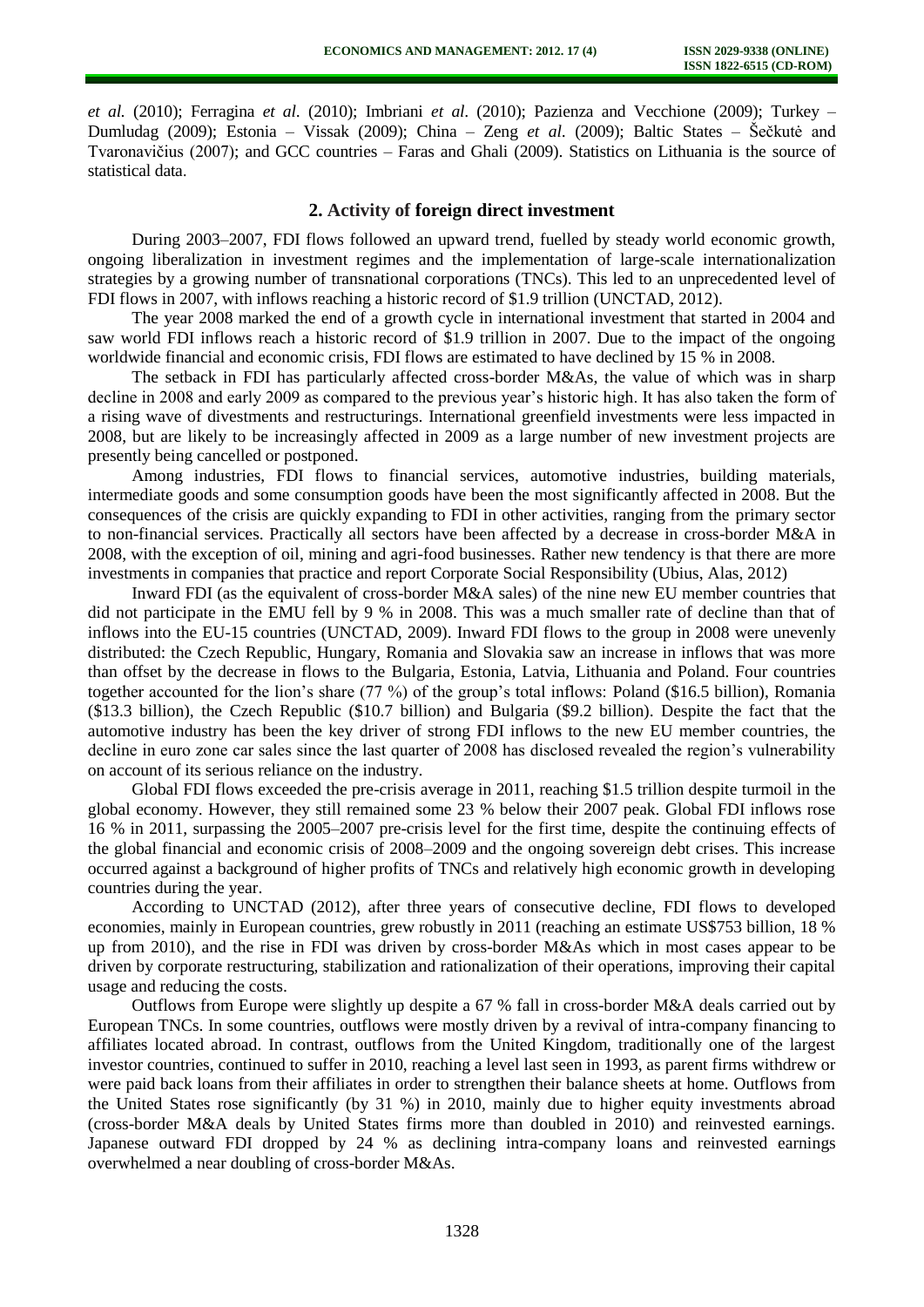*et al.* (2010); Ferragina *et al*. (2010); Imbriani *et al*. (2010); Pazienza and Vecchione (2009); Turkey – Dumludag (2009); Estonia – Vissak (2009); China – Zeng *et al*. (2009); Baltic States – Šečkutė and Tvaronavičius (2007); and GCC countries – Faras and Ghali (2009). Statistics on Lithuania is the source of statistical data.

## 2. Activity of foreign direct investment

During 2003–2007, FDI flows followed an upward trend, fuelled by steady world economic growth, ongoing liberalization in investment regimes and the implementation of large-scale internationalization strategies by a growing number of transnational corporations (TNCs). This led to an unprecedented level of FDI flows in 2007, with inflows reaching a historic record of \$1.9 trillion (UNCTAD, 2012).

The year 2008 marked the end of a growth cycle in international investment that started in 2004 and saw world FDI inflows reach a historic record of \$1.9 trillion in 2007. Due to the impact of the ongoing worldwide financial and economic crisis, FDI flows are estimated to have declined by 15 % in 2008.

The setback in FDI has particularly affected cross-border M&As, the value of which was in sharp decline in 2008 and early 2009 as compared to the previous year's historic high. It has also taken the form of a rising wave of divestments and restructurings. International greenfield investments were less impacted in 2008, but are likely to be increasingly affected in 2009 as a large number of new investment projects are presently being cancelled or postponed.

Among industries, FDI flows to financial services, automotive industries, building materials, intermediate goods and some consumption goods have been the most significantly affected in 2008. But the consequences of the crisis are quickly expanding to FDI in other activities, ranging from the primary sector to non-financial services. Practically all sectors have been affected by a decrease in cross-border M&A in 2008, with the exception of oil, mining and agri-food businesses. Rather new tendency is that there are more investments in companies that practice and report Corporate Social Responsibility (Ubius, Alas, 2012)

Inward FDI (as the equivalent of cross-border M&A sales) of the nine new EU member countries that did not participate in the EMU fell by 9 % in 2008. This was a much smaller rate of decline than that of inflows into the EU-15 countries (UNCTAD, 2009). Inward FDI flows to the group in 2008 were unevenly distributed: the Czech Republic, Hungary, Romania and Slovakia saw an increase in inflows that was more than offset by the decrease in flows to the Bulgaria, Estonia, Latvia, Lithuania and Poland. Four countries together accounted for the lion's share (77 %) of the group's total inflows: Poland (\$16.5 billion), Romania (\$13.3 billion), the Czech Republic (\$10.7 billion) and Bulgaria (\$9.2 billion). Despite the fact that the automotive industry has been the key driver of strong FDI inflows to the new EU member countries, the decline in euro zone car sales since the last quarter of 2008 has disclosed revealed the region's vulnerability on account of its serious reliance on the industry.

Global FDI flows exceeded the pre-crisis average in 2011, reaching \$1.5 trillion despite turmoil in the global economy. However, they still remained some 23 % below their 2007 peak. Global FDI inflows rose 16 % in 2011, surpassing the 2005–2007 pre-crisis level for the first time, despite the continuing effects of the global financial and economic crisis of 2008–2009 and the ongoing sovereign debt crises. This increase occurred against a background of higher profits of TNCs and relatively high economic growth in developing countries during the year.

According to UNCTAD (2012), after three years of consecutive decline, FDI flows to developed economies, mainly in European countries, grew robustly in 2011 (reaching an estimate US\$753 billion, 18 % up from 2010), and the rise in FDI was driven by cross-border M&As which in most cases appear to be driven by corporate restructuring, stabilization and rationalization of their operations, improving their capital usage and reducing the costs.

Outflows from Europe were slightly up despite a 67 % fall in cross-border M&A deals carried out by European TNCs. In some countries, outflows were mostly driven by a revival of intra-company financing to affiliates located abroad. In contrast, outflows from the United Kingdom, traditionally one of the largest investor countries, continued to suffer in 2010, reaching a level last seen in 1993, as parent firms withdrew or were paid back loans from their affiliates in order to strengthen their balance sheets at home. Outflows from the United States rose significantly (by 31 %) in 2010, mainly due to higher equity investments abroad (cross-border M&A deals by United States firms more than doubled in 2010) and reinvested earnings. Japanese outward FDI dropped by 24 % as declining intra-company loans and reinvested earnings overwhelmed a near doubling of cross-border M&As.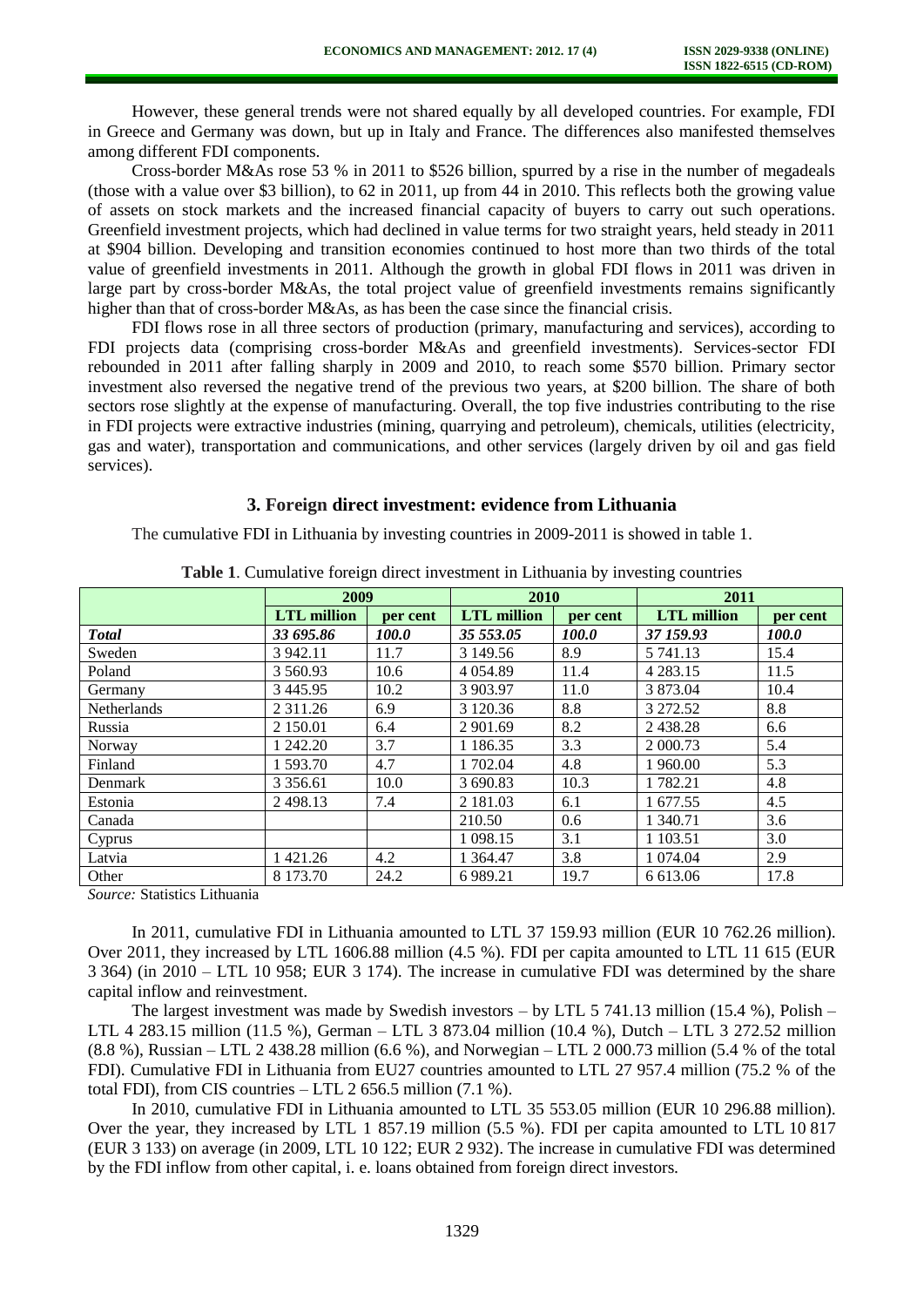However, these general trends were not shared equally by all developed countries. For example, FDI in Greece and Germany was down, but up in Italy and France. The differences also manifested themselves among different FDI components.

Cross-border M&As rose 53 % in 2011 to $526 billion, spurred by a rise in the number of megadeals (those with a value over $3 billion), to 62 in 2011, up from 44 in 2010. This reflects both the growing value of assets on stock markets and the increased financial capacity of buyers to carry out such operations. Greenfield investment projects, which had declined in value terms for two straight years, held steady in 2011 at $904 billion. Developing and transition economies continued to host more than two thirds of the total value of greenfield investments in 2011. Although the growth in global FDI flows in 2011 was driven in large part by cross-border M&As, the total project value of greenfield investments remains significantly higher than that of cross-border M&As, as has been the case since the financial crisis.

FDI flows rose in all three sectors of production (primary, manufacturing and services), according to FDI projects data (comprising cross-border M&As and greenfield investments). Services-sector FDI rebounded in 2011 after falling sharply in 2009 and 2010, to reach some $570 billion. Primary sector investment also reversed the negative trend of the previous two years, at $200 billion. The share of both sectors rose slightly at the expense of manufacturing. Overall, the top five industries contributing to the rise in FDI projects were extractive industries (mining, quarrying and petroleum), chemicals, utilities (electricity, gas and water), transportation and communications, and other services (largely driven by oil and gas field services).

## 3. Foreign direct investment: evidence from Lithuania

The cumulative FDI in Lithuania by investing countries in 2009-2011 is showed in table 1.

**Table 1**. Cumulative foreign direct investment in Lithuania by investing countries

| | **2009** | | **2010** | | **2011** | |
|---|---|---|---|---|---|---|
| | **LTL million** | **per cent** | **LTL million** | **per cent** | **LTL million** | **per cent** |
| ***Total*** | *33 695.86* | *100.0* | *35 553.05* | *100.0* | *37 159.93* | *100.0* |
| Sweden | 3 942.11 | 11.7 | 3 149.56 | 8.9 | 5 741.13 | 15.4 |
| Poland | 3 560.93 | 10.6 | 4 054.89 | 11.4 | 4 283.15 | 11.5 |
| Germany | 3 445.95 | 10.2 | 3 903.97 | 11.0 | 3 873.04 | 10.4 |
| Netherlands | 2 311.26 | 6.9 | 3 120.36 | 8.8 | 3 272.52 | 8.8 |
| Russia | 2 150.01 | 6.4 | 2 901.69 | 8.2 | 2 438.28 | 6.6 |
| Norway | 1 242.20 | 3.7 | 1 186.35 | 3.3 | 2 000.73 | 5.4 |
| Finland | 1 593.70 | 4.7 | 1 702.04 | 4.8 | 1 960.00 | 5.3 |
| Denmark | 3 356.61 | 10.0 | 3 690.83 | 10.3 | 1 782.21 | 4.8 |
| Estonia | 2 498.13 | 7.4 | 2 181.03 | 6.1 | 1 677.55 | 4.5 |
| Canada | | | 210.50 | 0.6 | 1 340.71 | 3.6 |
| Cyprus | | | 1 098.15 | 3.1 | 1 103.51 | 3.0 |
| Latvia | 1 421.26 | 4.2 | 1 364.47 | 3.8 | 1 074.04 | 2.9 |
| Other | 8 173.70 | 24.2 | 6 989.21 | 19.7 | 6 613.06 | 17.8 |

*Source:* Statistics Lithuania

In 2011, cumulative FDI in Lithuania amounted to LTL 37 159.93 million (EUR 10 762.26 million). Over 2011, they increased by LTL 1606.88 million (4.5 %). FDI per capita amounted to LTL 11 615 (EUR 3 364) (in 2010 – LTL 10 958; EUR 3 174). The increase in cumulative FDI was determined by the share capital inflow and reinvestment.

The largest investment was made by Swedish investors – by LTL 5 741.13 million (15.4 %), Polish – LTL 4 283.15 million (11.5 %), German – LTL 3 873.04 million (10.4 %), Dutch – LTL 3 272.52 million (8.8 %), Russian – LTL 2 438.28 million (6.6 %), and Norwegian – LTL 2 000.73 million (5.4 % of the total FDI). Cumulative FDI in Lithuania from EU27 countries amounted to LTL 27 957.4 million (75.2 % of the total FDI), from CIS countries – LTL 2 656.5 million (7.1 %).

In 2010, cumulative FDI in Lithuania amounted to LTL 35 553.05 million (EUR 10 296.88 million). Over the year, they increased by LTL 1 857.19 million (5.5 %). FDI per capita amounted to LTL 10 817 (EUR 3 133) on average (in 2009, LTL 10 122; EUR 2 932). The increase in cumulative FDI was determined by the FDI inflow from other capital, i. e. loans obtained from foreign direct investors.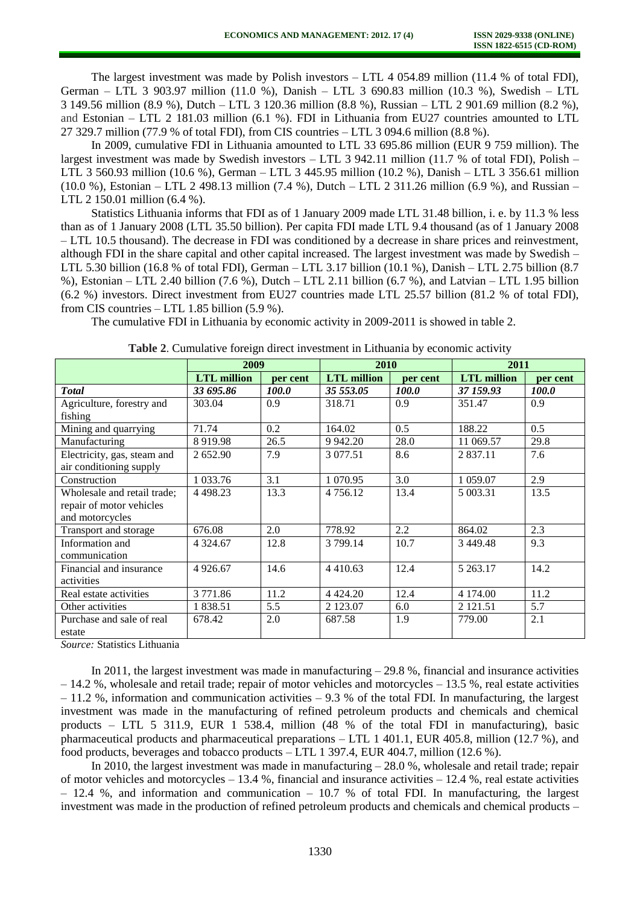The largest investment was made by Polish investors – LTL 4 054.89 million (11.4 % of total FDI), German – LTL 3 903.97 million (11.0 %), Danish – LTL 3 690.83 million (10.3 %), Swedish – LTL 3 149.56 million (8.9 %), Dutch – LTL 3 120.36 million (8.8 %), Russian – LTL 2 901.69 million (8.2 %), and Estonian – LTL 2 181.03 million (6.1 %). FDI in Lithuania from EU27 countries amounted to LTL 27 329.7 million (77.9 % of total FDI), from CIS countries – LTL 3 094.6 million (8.8 %).

In 2009, cumulative FDI in Lithuania amounted to LTL 33 695.86 million (EUR 9 759 million). The largest investment was made by Swedish investors – LTL 3 942.11 million (11.7 % of total FDI), Polish – LTL 3 560.93 million (10.6 %), German – LTL 3 445.95 million (10.2 %), Danish – LTL 3 356.61 million (10.0 %), Estonian – LTL 2 498.13 million (7.4 %), Dutch – LTL 2 311.26 million (6.9 %), and Russian – LTL 2 150.01 million (6.4 %).

Statistics Lithuania informs that FDI as of 1 January 2009 made LTL 31.48 billion, i. e. by 11.3 % less than as of 1 January 2008 (LTL 35.50 billion). Per capita FDI made LTL 9.4 thousand (as of 1 January 2008 – LTL 10.5 thousand). The decrease in FDI was conditioned by a decrease in share prices and reinvestment, although FDI in the share capital and other capital increased. The largest investment was made by Swedish – LTL 5.30 billion (16.8 % of total FDI), German – LTL 3.17 billion (10.1 %), Danish – LTL 2.75 billion (8.7 %), Estonian – LTL 2.40 billion (7.6 %), Dutch – LTL 2.11 billion (6.7 %), and Latvian – LTL 1.95 billion (6.2 %) investors. Direct investment from EU27 countries made LTL 25.57 billion (81.2 % of total FDI), from CIS countries – LTL 1.85 billion (5.9 %).

The cumulative FDI in Lithuania by economic activity in 2009-2011 is showed in table 2.

**Table 2**. Cumulative foreign direct investment in Lithuania by economic activity

| | 2009 | | 2010 | | 2011 | |
|---|---|---|---|---|---|---|
| | **LTL million** | **per cent** | **LTL million** | **per cent** | **LTL million** | **per cent** |
| ***Total*** | ***33 695.86*** | ***100.0*** | ***35 553.05*** | ***100.0*** | ***37 159.93*** | ***100.0*** |
| Agriculture, forestry and fishing | 303.04 | 0.9 | 318.71 | 0.9 | 351.47 | 0.9 |
| Mining and quarrying | 71.74 | 0.2 | 164.02 | 0.5 | 188.22 | 0.5 |
| Manufacturing | 8 919.98 | 26.5 | 9 942.20 | 28.0 | 11 069.57 | 29.8 |
| Electricity, gas, steam and air conditioning supply | 2 652.90 | 7.9 | 3 077.51 | 8.6 | 2 837.11 | 7.6 |
| Construction | 1 033.76 | 3.1 | 1 070.95 | 3.0 | 1 059.07 | 2.9 |
| Wholesale and retail trade; repair of motor vehicles and motorcycles | 4 498.23 | 13.3 | 4 756.12 | 13.4 | 5 003.31 | 13.5 |
| Transport and storage | 676.08 | 2.0 | 778.92 | 2.2 | 864.02 | 2.3 |
| Information and communication | 4 324.67 | 12.8 | 3 799.14 | 10.7 | 3 449.48 | 9.3 |
| Financial and insurance activities | 4 926.67 | 14.6 | 4 410.63 | 12.4 | 5 263.17 | 14.2 |
| Real estate activities | 3 771.86 | 11.2 | 4 424.20 | 12.4 | 4 174.00 | 11.2 |
| Other activities | 1 838.51 | 5.5 | 2 123.07 | 6.0 | 2 121.51 | 5.7 |
| Purchase and sale of real estate | 678.42 | 2.0 | 687.58 | 1.9 | 779.00 | 2.1 |

*Source:* Statistics Lithuania

In 2011, the largest investment was made in manufacturing – 29.8 %, financial and insurance activities – 14.2 %, wholesale and retail trade; repair of motor vehicles and motorcycles – 13.5 %, real estate activities – 11.2 %, information and communication activities – 9.3 % of the total FDI. In manufacturing, the largest investment was made in the manufacturing of refined petroleum products and chemicals and chemical products – LTL 5 311.9, EUR 1 538.4, million (48 % of the total FDI in manufacturing), basic pharmaceutical products and pharmaceutical preparations – LTL 1 401.1, EUR 405.8, million (12.7 %), and food products, beverages and tobacco products – LTL 1 397.4, EUR 404.7, million (12.6 %).

In 2010, the largest investment was made in manufacturing – 28.0 %, wholesale and retail trade; repair of motor vehicles and motorcycles – 13.4 %, financial and insurance activities – 12.4 %, real estate activities – 12.4 %, and information and communication – 10.7 % of total FDI. In manufacturing, the largest investment was made in the production of refined petroleum products and chemicals and chemical products –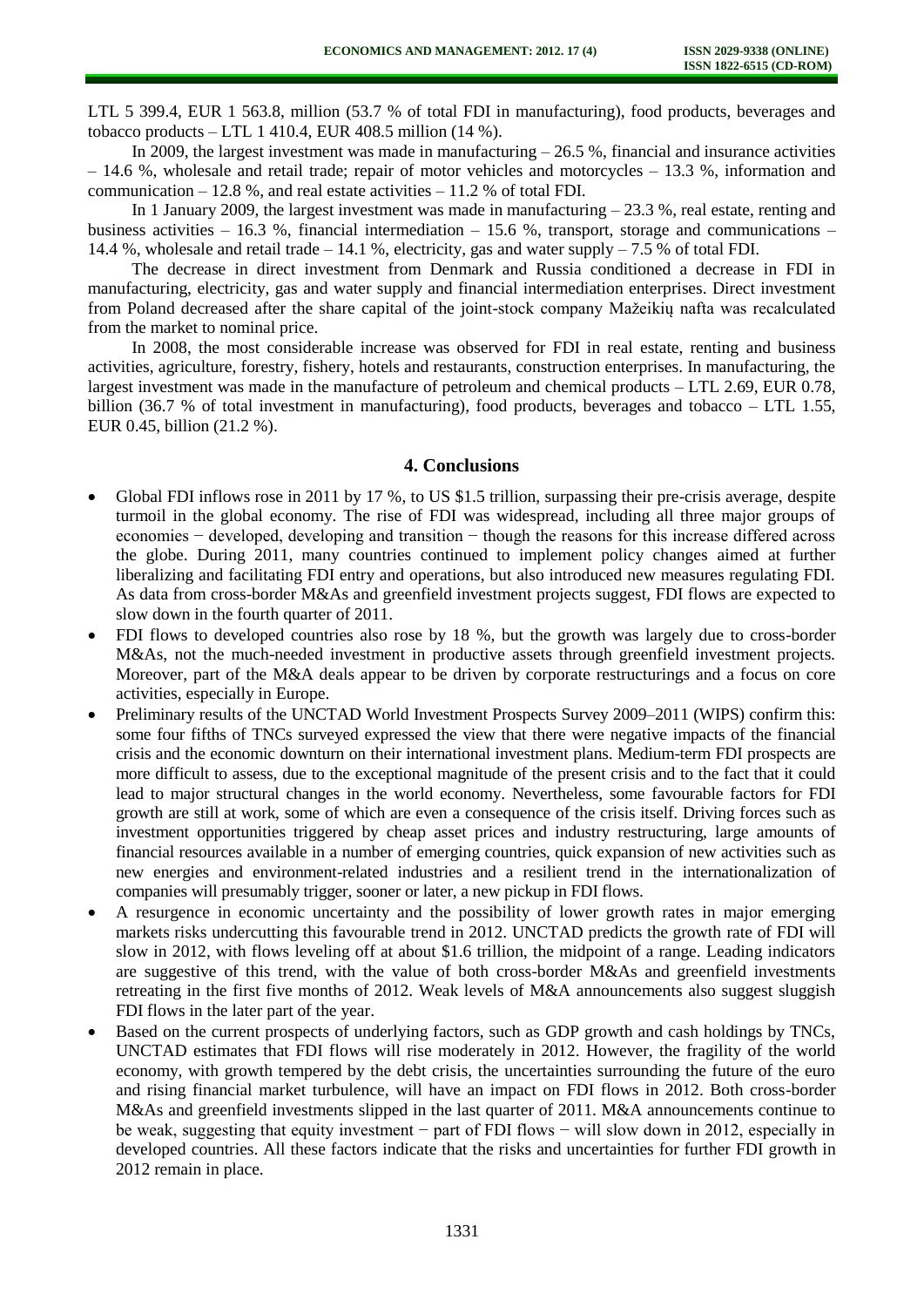LTL 5 399.4, EUR 1 563.8, million (53.7 % of total FDI in manufacturing), food products, beverages and tobacco products – LTL 1 410.4, EUR 408.5 million (14 %).

In 2009, the largest investment was made in manufacturing – 26.5 %, financial and insurance activities – 14.6 %, wholesale and retail trade; repair of motor vehicles and motorcycles – 13.3 %, information and communication – 12.8 %, and real estate activities – 11.2 % of total FDI.

In 1 January 2009, the largest investment was made in manufacturing – 23.3 %, real estate, renting and business activities – 16.3 %, financial intermediation – 15.6 %, transport, storage and communications – 14.4 %, wholesale and retail trade – 14.1 %, electricity, gas and water supply – 7.5 % of total FDI.

The decrease in direct investment from Denmark and Russia conditioned a decrease in FDI in manufacturing, electricity, gas and water supply and financial intermediation enterprises. Direct investment from Poland decreased after the share capital of the joint-stock company Mažeikių nafta was recalculated from the market to nominal price.

In 2008, the most considerable increase was observed for FDI in real estate, renting and business activities, agriculture, forestry, fishery, hotels and restaurants, construction enterprises. In manufacturing, the largest investment was made in the manufacture of petroleum and chemical products – LTL 2.69, EUR 0.78, billion (36.7 % of total investment in manufacturing), food products, beverages and tobacco – LTL 1.55, EUR 0.45, billion (21.2 %).

## 4. Conclusions

- Global FDI inflows rose in 2011 by 17 %, to US $1.5 trillion, surpassing their pre-crisis average, despite turmoil in the global economy. The rise of FDI was widespread, including all three major groups of economies − developed, developing and transition − though the reasons for this increase differed across the globe. During 2011, many countries continued to implement policy changes aimed at further liberalizing and facilitating FDI entry and operations, but also introduced new measures regulating FDI. As data from cross-border M&As and greenfield investment projects suggest, FDI flows are expected to slow down in the fourth quarter of 2011.
- FDI flows to developed countries also rose by 18 %, but the growth was largely due to cross-border M&As, not the much-needed investment in productive assets through greenfield investment projects. Moreover, part of the M&A deals appear to be driven by corporate restructurings and a focus on core activities, especially in Europe.
- Preliminary results of the UNCTAD World Investment Prospects Survey 2009–2011 (WIPS) confirm this: some four fifths of TNCs surveyed expressed the view that there were negative impacts of the financial crisis and the economic downturn on their international investment plans. Medium-term FDI prospects are more difficult to assess, due to the exceptional magnitude of the present crisis and to the fact that it could lead to major structural changes in the world economy. Nevertheless, some favourable factors for FDI growth are still at work, some of which are even a consequence of the crisis itself. Driving forces such as investment opportunities triggered by cheap asset prices and industry restructuring, large amounts of financial resources available in a number of emerging countries, quick expansion of new activities such as new energies and environment-related industries and a resilient trend in the internationalization of companies will presumably trigger, sooner or later, a new pickup in FDI flows.
- A resurgence in economic uncertainty and the possibility of lower growth rates in major emerging markets risks undercutting this favourable trend in 2012. UNCTAD predicts the growth rate of FDI will slow in 2012, with flows leveling off at about $1.6 trillion, the midpoint of a range. Leading indicators are suggestive of this trend, with the value of both cross-border M&As and greenfield investments retreating in the first five months of 2012. Weak levels of M&A announcements also suggest sluggish FDI flows in the later part of the year.
- Based on the current prospects of underlying factors, such as GDP growth and cash holdings by TNCs, UNCTAD estimates that FDI flows will rise moderately in 2012. However, the fragility of the world economy, with growth tempered by the debt crisis, the uncertainties surrounding the future of the euro and rising financial market turbulence, will have an impact on FDI flows in 2012. Both cross-border M&As and greenfield investments slipped in the last quarter of 2011. M&A announcements continue to be weak, suggesting that equity investment − part of FDI flows − will slow down in 2012, especially in developed countries. All these factors indicate that the risks and uncertainties for further FDI growth in 2012 remain in place.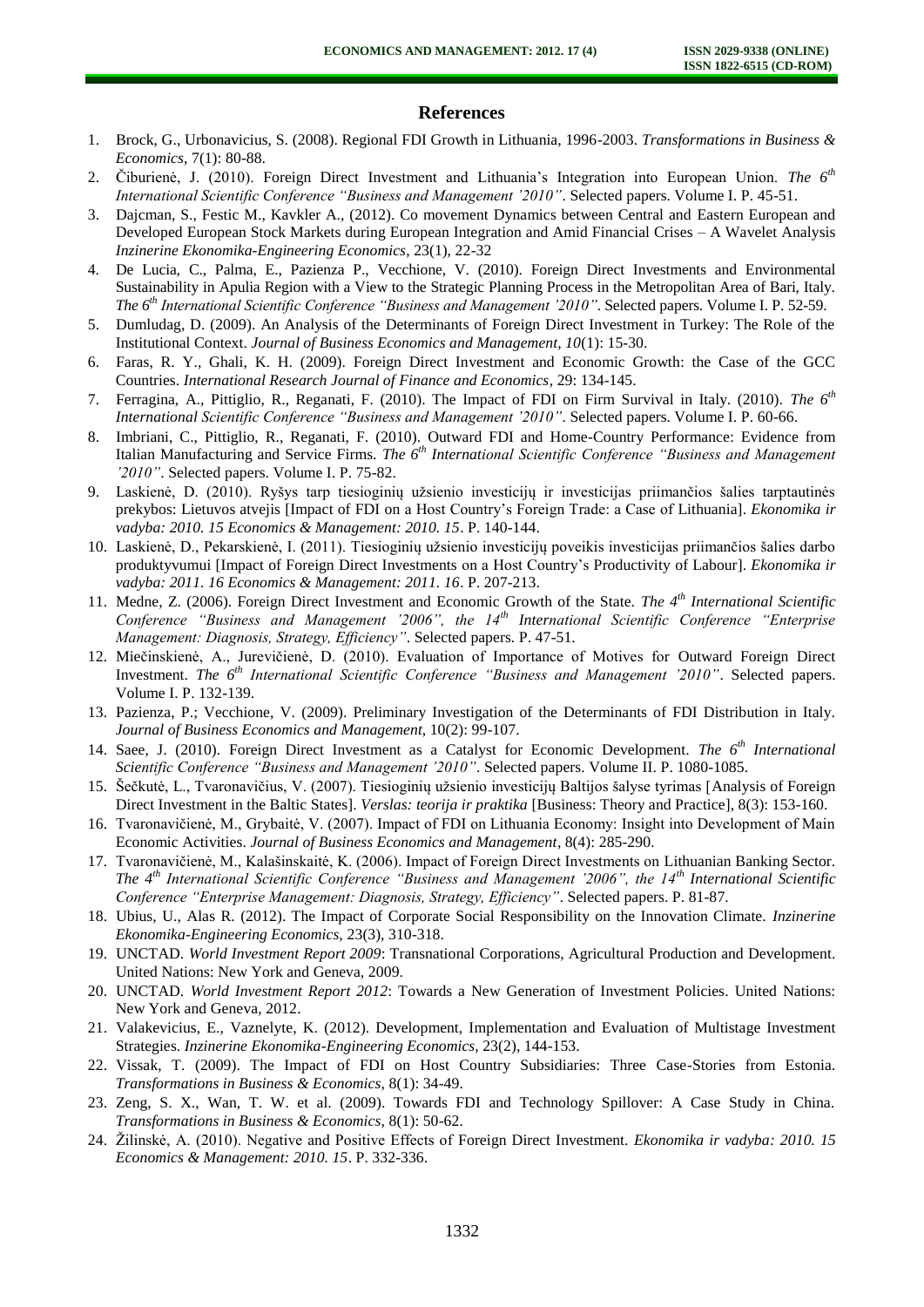## References

1. Brock, G., Urbonavicius, S. (2008). Regional FDI Growth in Lithuania, 1996-2003. *Transformations in Business & Economics*, 7(1): 80-88.
2. Čiburienė, J. (2010). Foreign Direct Investment and Lithuania's Integration into European Union. *The 6th International Scientific Conference "Business and Management '2010"*. Selected papers. Volume I. P. 45-51.
3. Dajcman, S., Festic M., Kavkler A., (2012). Co movement Dynamics between Central and Eastern European and Developed European Stock Markets during European Integration and Amid Financial Crises – A Wavelet Analysis *Inzinerine Ekonomika-Engineering Economics*, 23(1), 22-32
4. De Lucia, C., Palma, E., Pazienza P., Vecchione, V. (2010). Foreign Direct Investments and Environmental Sustainability in Apulia Region with a View to the Strategic Planning Process in the Metropolitan Area of Bari, Italy. *The 6th International Scientific Conference "Business and Management '2010"*. Selected papers. Volume I. P. 52-59.
5. Dumludag, D. (2009). An Analysis of the Determinants of Foreign Direct Investment in Turkey: The Role of the Institutional Context. *Journal of Business Economics and Management, 10*(1): 15-30.
6. Faras, R. Y., Ghali, K. H. (2009). Foreign Direct Investment and Economic Growth: the Case of the GCC Countries. *International Research Journal of Finance and Economics*, 29: 134-145.
7. Ferragina, A., Pittiglio, R., Reganati, F. (2010). The Impact of FDI on Firm Survival in Italy. (2010). *The 6th International Scientific Conference "Business and Management '2010"*. Selected papers. Volume I. P. 60-66.
8. Imbriani, C., Pittiglio, R., Reganati, F. (2010). Outward FDI and Home-Country Performance: Evidence from Italian Manufacturing and Service Firms. *The 6th International Scientific Conference "Business and Management '2010"*. Selected papers. Volume I. P. 75-82.
9. Laskienė, D. (2010). Ryšys tarp tiesioginių užsienio investicijų ir investicijas priimančios šalies tarptautinės prekybos: Lietuvos atvejis [Impact of FDI on a Host Country's Foreign Trade: a Case of Lithuania]. *Ekonomika ir vadyba: 2010. 15 Economics & Management: 2010. 15*. P. 140-144.
10. Laskienė, D., Pekarskienė, I. (2011). Tiesioginių užsienio investicijų poveikis investicijas priimančios šalies darbo produktyvumui [Impact of Foreign Direct Investments on a Host Country's Productivity of Labour]. *Ekonomika ir vadyba: 2011. 16 Economics & Management: 2011. 16*. P. 207-213.
11. Medne, Z. (2006). Foreign Direct Investment and Economic Growth of the State. *The 4th International Scientific Conference "Business and Management '2006", the 14th International Scientific Conference "Enterprise Management: Diagnosis, Strategy, Efficiency"*. Selected papers. P. 47-51.
12. Mečinskienė, A., Jurevičienė, D. (2010). Evaluation of Importance of Motives for Outward Foreign Direct Investment. *The 6th International Scientific Conference "Business and Management '2010"*. Selected papers. Volume I. P. 132-139.
13. Pazienza, P.; Vecchione, V. (2009). Preliminary Investigation of the Determinants of FDI Distribution in Italy. *Journal of Business Economics and Management*, 10(2): 99-107.
14. Saee, J. (2010). Foreign Direct Investment as a Catalyst for Economic Development. *The 6th International Scientific Conference "Business and Management '2010"*. Selected papers. Volume II. P. 1080-1085.
15. Šečkutė, L., Tvaronavičius, V. (2007). Tiesioginių užsienio investicijų Baltijos šalyse tyrimas [Analysis of Foreign Direct Investment in the Baltic States]. *Verslas: teorija ir praktika* [Business: Theory and Practice], 8(3): 153-160.
16. Tvaronavičienė, M., Grybaitė, V. (2007). Impact of FDI on Lithuania Economy: Insight into Development of Main Economic Activities. *Journal of Business Economics and Management*, 8(4): 285-290.
17. Tvaronavičienė, M., Kalašinskaitė, K. (2006). Impact of Foreign Direct Investments on Lithuanian Banking Sector. *The 4th International Scientific Conference "Business and Management '2006", the 14th International Scientific Conference "Enterprise Management: Diagnosis, Strategy, Efficiency"*. Selected papers. P. 81-87.
18. Ubius, U., Alas R. (2012). The Impact of Corporate Social Responsibility on the Innovation Climate. *Inzinerine Ekonomika-Engineering Economics*, 23(3), 310-318.
19. UNCTAD. *World Investment Report 2009*: Transnational Corporations, Agricultural Production and Development. United Nations: New York and Geneva, 2009.
20. UNCTAD. *World Investment Report 2012*: Towards a New Generation of Investment Policies. United Nations: New York and Geneva, 2012.
21. Valakevicius, E., Vaznelyte, K. (2012). Development, Implementation and Evaluation of Multistage Investment Strategies. *Inzinerine Ekonomika-Engineering Economics*, 23(2), 144-153.
22. Vissak, T. (2009). The Impact of FDI on Host Country Subsidiaries: Three Case-Stories from Estonia. *Transformations in Business & Economics*, 8(1): 34-49.
23. Zeng, S. X., Wan, T. W. et al. (2009). Towards FDI and Technology Spillover: A Case Study in China. *Transformations in Business & Economics*, 8(1): 50-62.
24. Žilinskė, A. (2010). Negative and Positive Effects of Foreign Direct Investment. *Ekonomika ir vadyba: 2010. 15 Economics & Management: 2010. 15*. P. 332-336.